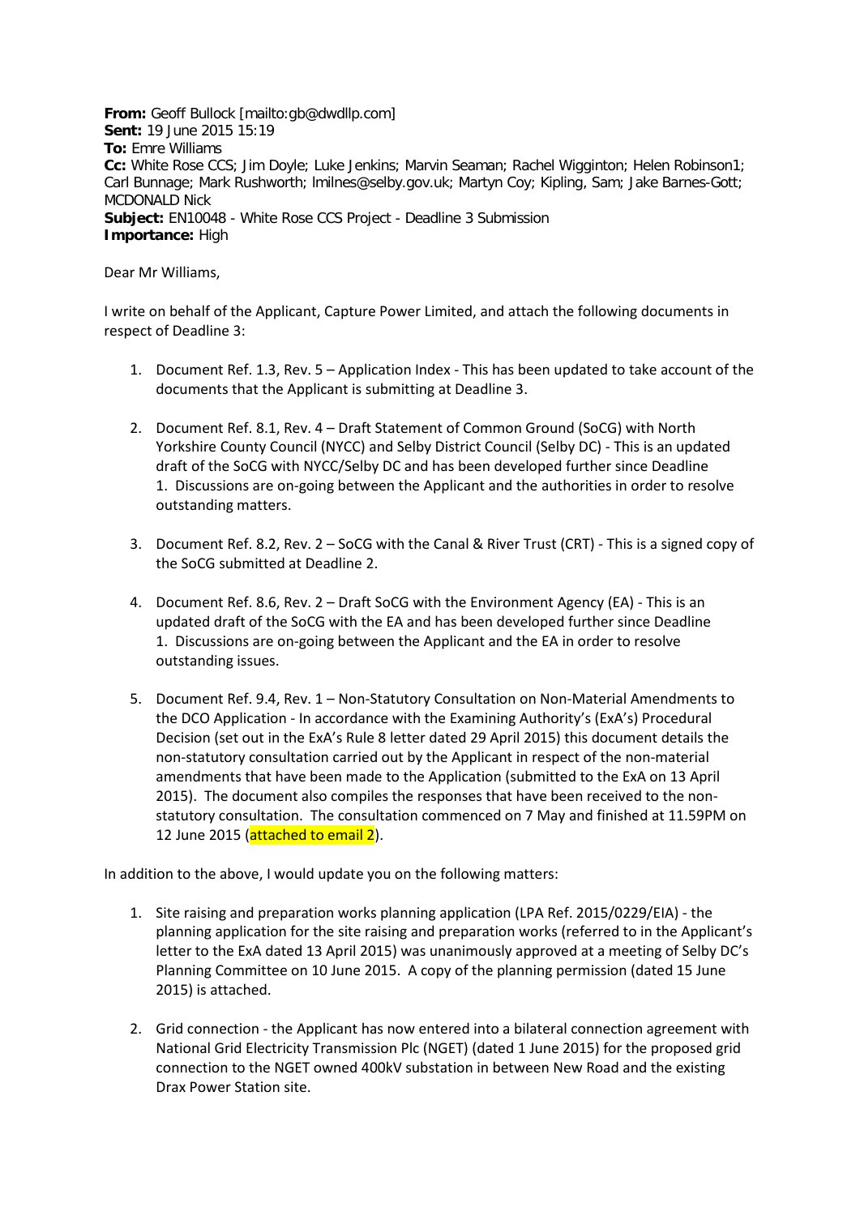**From:** Geoff Bullock [mailto:gb@dwdllp.com]
**Sent:** 19 June 2015 15:19
**To:** Emre Williams
**Cc:** White Rose CCS; Jim Doyle; Luke Jenkins; Marvin Seaman; Rachel Wigginton; Helen Robinson1; Carl Bunnage; Mark Rushworth; lmilnes@selby.gov.uk; Martyn Coy; Kipling, Sam; Jake Barnes-Gott; MCDONALD Nick
**Subject:** EN10048 - White Rose CCS Project - Deadline 3 Submission
**Importance:** High

Dear Mr Williams,

I write on behalf of the Applicant, Capture Power Limited, and attach the following documents in respect of Deadline 3:

1. Document Ref. 1.3, Rev. 5 – Application Index - This has been updated to take account of the documents that the Applicant is submitting at Deadline 3.

2. Document Ref. 8.1, Rev. 4 – Draft Statement of Common Ground (SoCG) with North Yorkshire County Council (NYCC) and Selby District Council (Selby DC) - This is an updated draft of the SoCG with NYCC/Selby DC and has been developed further since Deadline 1. Discussions are on-going between the Applicant and the authorities in order to resolve outstanding matters.

3. Document Ref. 8.2, Rev. 2 – SoCG with the Canal & River Trust (CRT) - This is a signed copy of the SoCG submitted at Deadline 2.

4. Document Ref. 8.6, Rev. 2 – Draft SoCG with the Environment Agency (EA) - This is an updated draft of the SoCG with the EA and has been developed further since Deadline 1. Discussions are on-going between the Applicant and the EA in order to resolve outstanding issues.

5. Document Ref. 9.4, Rev. 1 – Non-Statutory Consultation on Non-Material Amendments to the DCO Application - In accordance with the Examining Authority's (ExA's) Procedural Decision (set out in the ExA's Rule 8 letter dated 29 April 2015) this document details the non-statutory consultation carried out by the Applicant in respect of the non-material amendments that have been made to the Application (submitted to the ExA on 13 April 2015). The document also compiles the responses that have been received to the non-statutory consultation. The consultation commenced on 7 May and finished at 11.59PM on 12 June 2015 (attached to email 2).

In addition to the above, I would update you on the following matters:

1. Site raising and preparation works planning application (LPA Ref. 2015/0229/EIA) - the planning application for the site raising and preparation works (referred to in the Applicant's letter to the ExA dated 13 April 2015) was unanimously approved at a meeting of Selby DC's Planning Committee on 10 June 2015. A copy of the planning permission (dated 15 June 2015) is attached.

2. Grid connection - the Applicant has now entered into a bilateral connection agreement with National Grid Electricity Transmission Plc (NGET) (dated 1 June 2015) for the proposed grid connection to the NGET owned 400kV substation in between New Road and the existing Drax Power Station site.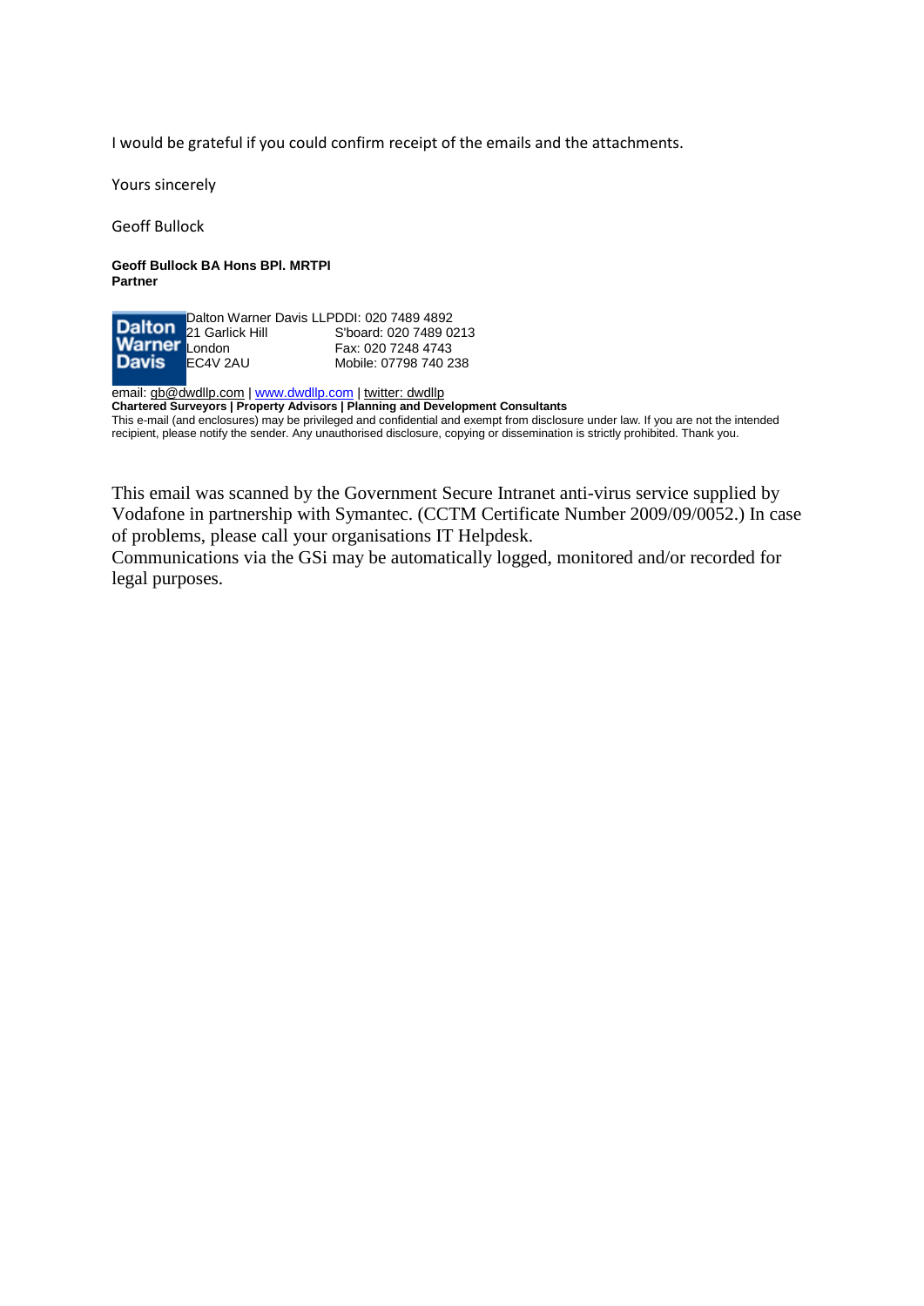I would be grateful if you could confirm receipt of the emails and the attachments.

Yours sincerely

Geoff Bullock

**Geoff Bullock BA Hons BPl. MRTPI**
**Partner**

Dalton Warner Davis

| | |
|---|---|
| Dalton Warner Davis LLP | DDI: 020 7489 4892 |
| 21 Garlick Hill | S'board: 020 7489 0213 |
| London | Fax: 020 7248 4743 |
| EC4V 2AU | Mobile: 07798 740 238 |

email: gb@dwdllp.com | www.dwdllp.com | twitter: dwdllp
**Chartered Surveyors | Property Advisors | Planning and Development Consultants**
This e-mail (and enclosures) may be privileged and confidential and exempt from disclosure under law. If you are not the intended recipient, please notify the sender. Any unauthorised disclosure, copying or dissemination is strictly prohibited. Thank you.

This email was scanned by the Government Secure Intranet anti-virus service supplied by Vodafone in partnership with Symantec. (CCTM Certificate Number 2009/09/0052.) In case of problems, please call your organisations IT Helpdesk.
Communications via the GSi may be automatically logged, monitored and/or recorded for legal purposes.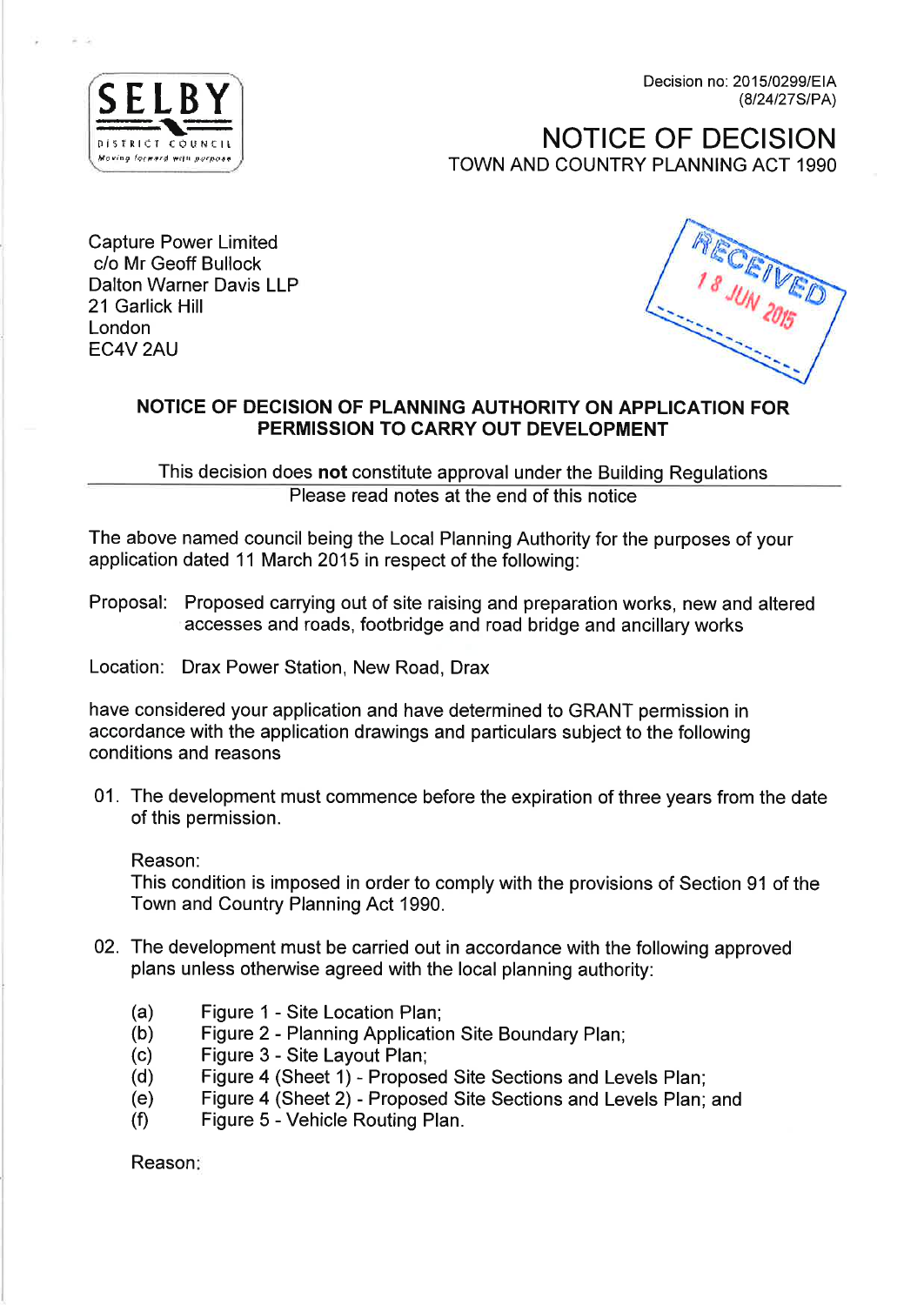SELBY

DISTRICT COUNCIL

*Moving forward with purpose*

Decision no: 2015/0299/EIA
(8/24/27S/PA)

# NOTICE OF DECISION

TOWN AND COUNTRY PLANNING ACT 1990

Capture Power Limited
c/o Mr Geoff Bullock
Dalton Warner Davis LLP
21 Garlick Hill
London
EC4V 2AU

RECEIVED
18 JUN 2015

## NOTICE OF DECISION OF PLANNING AUTHORITY ON APPLICATION FOR PERMISSION TO CARRY OUT DEVELOPMENT

This decision does **not** constitute approval under the Building Regulations

Please read notes at the end of this notice

The above named council being the Local Planning Authority for the purposes of your application dated 11 March 2015 in respect of the following:

Proposal: Proposed carrying out of site raising and preparation works, new and altered accesses and roads, footbridge and road bridge and ancillary works

Location: Drax Power Station, New Road, Drax

have considered your application and have determined to GRANT permission in accordance with the application drawings and particulars subject to the following conditions and reasons

01. The development must commence before the expiration of three years from the date of this permission.

    Reason:
    This condition is imposed in order to comply with the provisions of Section 91 of the Town and Country Planning Act 1990.

02. The development must be carried out in accordance with the following approved plans unless otherwise agreed with the local planning authority:

    (a) Figure 1 - Site Location Plan;
    (b) Figure 2 - Planning Application Site Boundary Plan;
    (c) Figure 3 - Site Layout Plan;
    (d) Figure 4 (Sheet 1) - Proposed Site Sections and Levels Plan;
    (e) Figure 4 (Sheet 2) - Proposed Site Sections and Levels Plan; and
    (f) Figure 5 - Vehicle Routing Plan.

    Reason: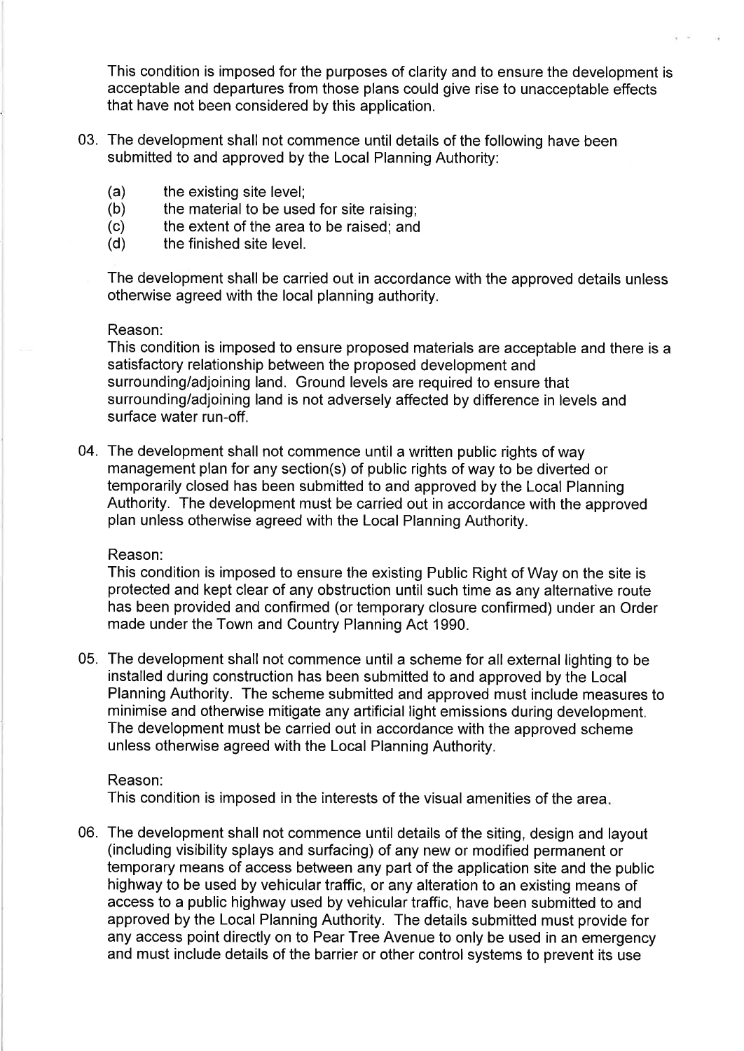This condition is imposed for the purposes of clarity and to ensure the development is acceptable and departures from those plans could give rise to unacceptable effects that have not been considered by this application.

03. The development shall not commence until details of the following have been submitted to and approved by the Local Planning Authority:

    (a) the existing site level;
    (b) the material to be used for site raising;
    (c) the extent of the area to be raised; and
    (d) the finished site level.

    The development shall be carried out in accordance with the approved details unless otherwise agreed with the local planning authority.

    Reason:
    This condition is imposed to ensure proposed materials are acceptable and there is a satisfactory relationship between the proposed development and surrounding/adjoining land. Ground levels are required to ensure that surrounding/adjoining land is not adversely affected by difference in levels and surface water run-off.

04. The development shall not commence until a written public rights of way management plan for any section(s) of public rights of way to be diverted or temporarily closed has been submitted to and approved by the Local Planning Authority. The development must be carried out in accordance with the approved plan unless otherwise agreed with the Local Planning Authority.

    Reason:
    This condition is imposed to ensure the existing Public Right of Way on the site is protected and kept clear of any obstruction until such time as any alternative route has been provided and confirmed (or temporary closure confirmed) under an Order made under the Town and Country Planning Act 1990.

05. The development shall not commence until a scheme for all external lighting to be installed during construction has been submitted to and approved by the Local Planning Authority. The scheme submitted and approved must include measures to minimise and otherwise mitigate any artificial light emissions during development. The development must be carried out in accordance with the approved scheme unless otherwise agreed with the Local Planning Authority.

    Reason:
    This condition is imposed in the interests of the visual amenities of the area.

06. The development shall not commence until details of the siting, design and layout (including visibility splays and surfacing) of any new or modified permanent or temporary means of access between any part of the application site and the public highway to be used by vehicular traffic, or any alteration to an existing means of access to a public highway used by vehicular traffic, have been submitted to and approved by the Local Planning Authority. The details submitted must provide for any access point directly on to Pear Tree Avenue to only be used in an emergency and must include details of the barrier or other control systems to prevent its use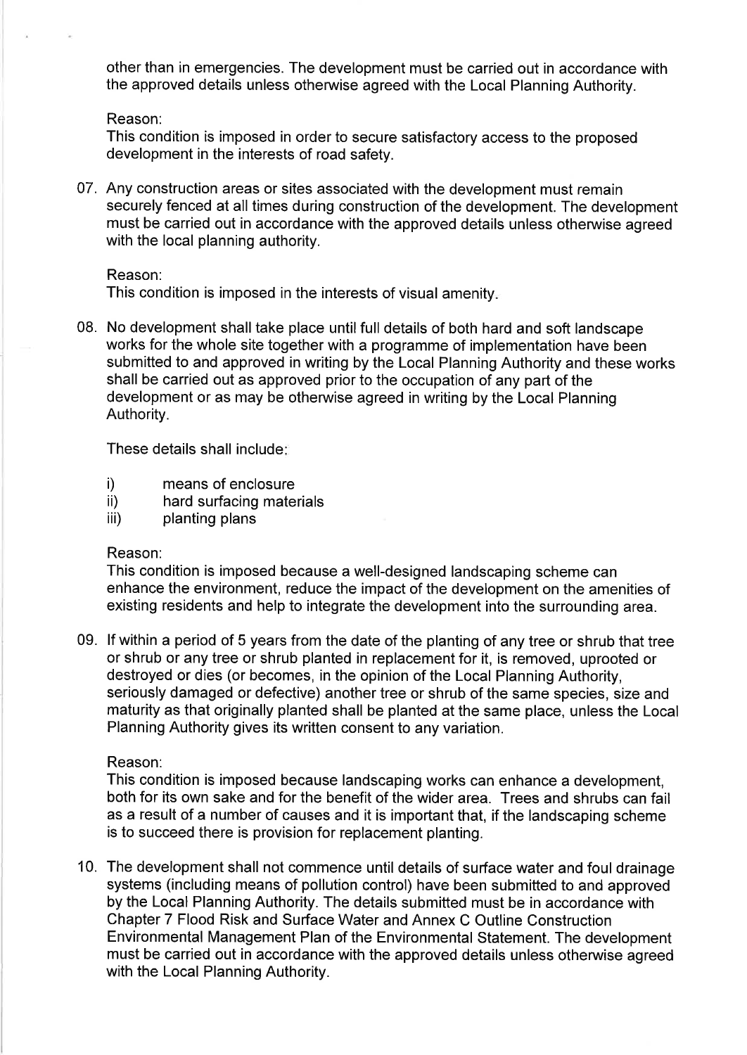other than in emergencies. The development must be carried out in accordance with the approved details unless otherwise agreed with the Local Planning Authority.

Reason:
This condition is imposed in order to secure satisfactory access to the proposed development in the interests of road safety.

07. Any construction areas or sites associated with the development must remain securely fenced at all times during construction of the development. The development must be carried out in accordance with the approved details unless otherwise agreed with the local planning authority.

    Reason:
    This condition is imposed in the interests of visual amenity.

08. No development shall take place until full details of both hard and soft landscape works for the whole site together with a programme of implementation have been submitted to and approved in writing by the Local Planning Authority and these works shall be carried out as approved prior to the occupation of any part of the development or as may be otherwise agreed in writing by the Local Planning Authority.

    These details shall include:

    i) means of enclosure
    ii) hard surfacing materials
    iii) planting plans

    Reason:
    This condition is imposed because a well-designed landscaping scheme can enhance the environment, reduce the impact of the development on the amenities of existing residents and help to integrate the development into the surrounding area.

09. If within a period of 5 years from the date of the planting of any tree or shrub that tree or shrub or any tree or shrub planted in replacement for it, is removed, uprooted or destroyed or dies (or becomes, in the opinion of the Local Planning Authority, seriously damaged or defective) another tree or shrub of the same species, size and maturity as that originally planted shall be planted at the same place, unless the Local Planning Authority gives its written consent to any variation.

    Reason:
    This condition is imposed because landscaping works can enhance a development, both for its own sake and for the benefit of the wider area. Trees and shrubs can fail as a result of a number of causes and it is important that, if the landscaping scheme is to succeed there is provision for replacement planting.

10. The development shall not commence until details of surface water and foul drainage systems (including means of pollution control) have been submitted to and approved by the Local Planning Authority. The details submitted must be in accordance with Chapter 7 Flood Risk and Surface Water and Annex C Outline Construction Environmental Management Plan of the Environmental Statement. The development must be carried out in accordance with the approved details unless otherwise agreed with the Local Planning Authority.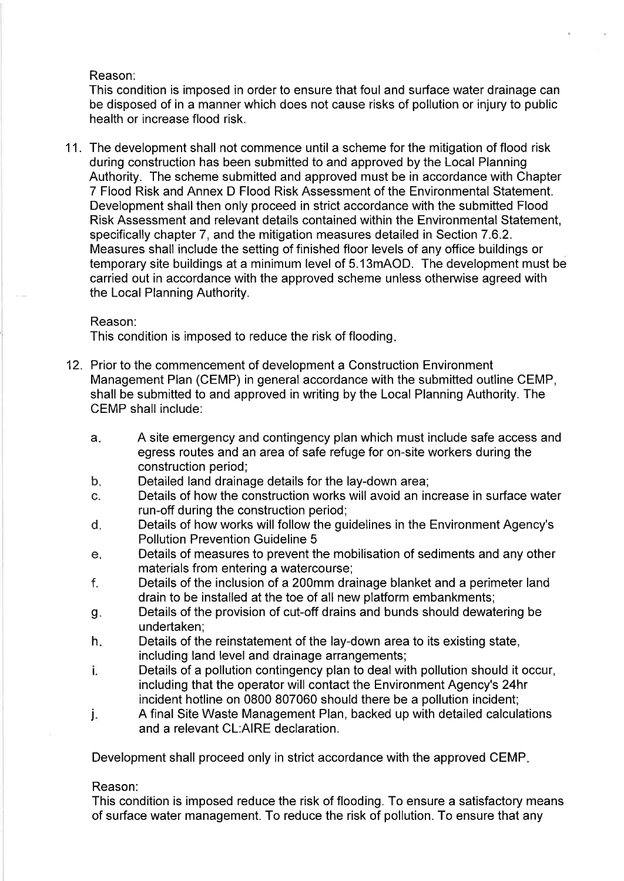Reason:
This condition is imposed in order to ensure that foul and surface water drainage can be disposed of in a manner which does not cause risks of pollution or injury to public health or increase flood risk.

11. The development shall not commence until a scheme for the mitigation of flood risk during construction has been submitted to and approved by the Local Planning Authority. The scheme submitted and approved must be in accordance with Chapter 7 Flood Risk and Annex D Flood Risk Assessment of the Environmental Statement. Development shall then only proceed in strict accordance with the submitted Flood Risk Assessment and relevant details contained within the Environmental Statement, specifically chapter 7, and the mitigation measures detailed in Section 7.6.2. Measures shall include the setting of finished floor levels of any office buildings or temporary site buildings at a minimum level of 5.13mAOD. The development must be carried out in accordance with the approved scheme unless otherwise agreed with the Local Planning Authority.

   Reason:
   This condition is imposed to reduce the risk of flooding.

12. Prior to the commencement of development a Construction Environment Management Plan (CEMP) in general accordance with the submitted outline CEMP, shall be submitted to and approved in writing by the Local Planning Authority. The CEMP shall include:

   a. A site emergency and contingency plan which must include safe access and egress routes and an area of safe refuge for on-site workers during the construction period;
   b. Detailed land drainage details for the lay-down area;
   c. Details of how the construction works will avoid an increase in surface water run-off during the construction period;
   d. Details of how works will follow the guidelines in the Environment Agency's Pollution Prevention Guideline 5
   e. Details of measures to prevent the mobilisation of sediments and any other materials from entering a watercourse;
   f. Details of the inclusion of a 200mm drainage blanket and a perimeter land drain to be installed at the toe of all new platform embankments;
   g. Details of the provision of cut-off drains and bunds should dewatering be undertaken;
   h. Details of the reinstatement of the lay-down area to its existing state, including land level and drainage arrangements;
   i. Details of a pollution contingency plan to deal with pollution should it occur, including that the operator will contact the Environment Agency's 24hr incident hotline on 0800 807060 should there be a pollution incident;
   j. A final Site Waste Management Plan, backed up with detailed calculations and a relevant CL:AIRE declaration.

   Development shall proceed only in strict accordance with the approved CEMP.

   Reason:
   This condition is imposed reduce the risk of flooding. To ensure a satisfactory means of surface water management. To reduce the risk of pollution. To ensure that any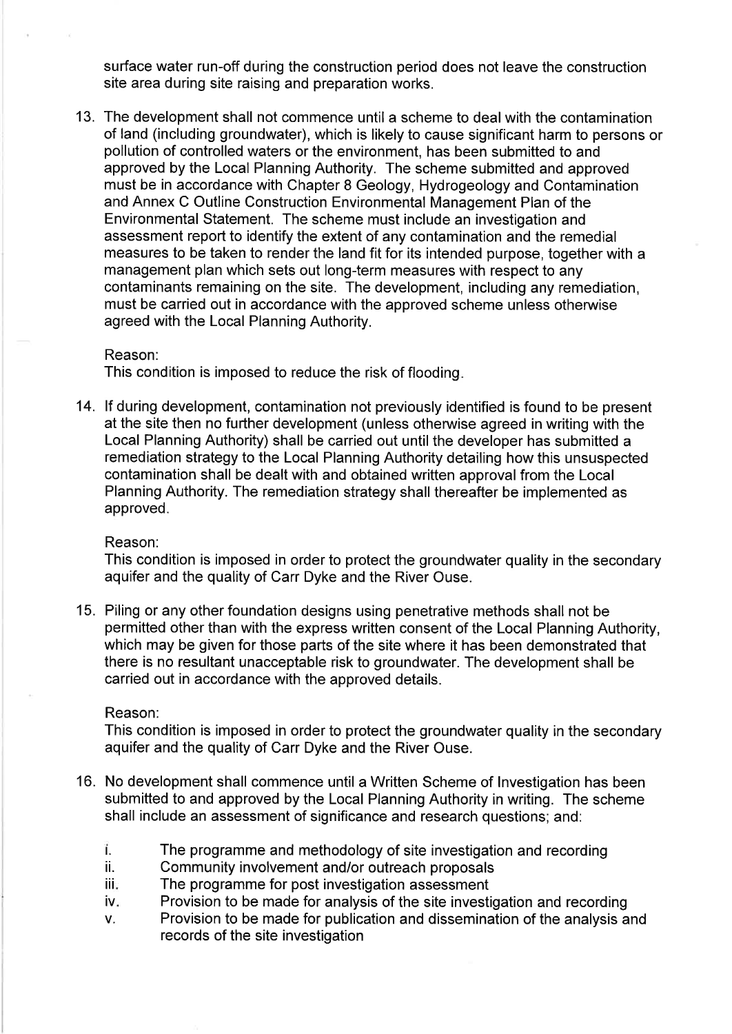surface water run-off during the construction period does not leave the construction site area during site raising and preparation works.

13. The development shall not commence until a scheme to deal with the contamination of land (including groundwater), which is likely to cause significant harm to persons or pollution of controlled waters or the environment, has been submitted to and approved by the Local Planning Authority. The scheme submitted and approved must be in accordance with Chapter 8 Geology, Hydrogeology and Contamination and Annex C Outline Construction Environmental Management Plan of the Environmental Statement. The scheme must include an investigation and assessment report to identify the extent of any contamination and the remedial measures to be taken to render the land fit for its intended purpose, together with a management plan which sets out long-term measures with respect to any contaminants remaining on the site. The development, including any remediation, must be carried out in accordance with the approved scheme unless otherwise agreed with the Local Planning Authority.

    Reason:
    This condition is imposed to reduce the risk of flooding.

14. If during development, contamination not previously identified is found to be present at the site then no further development (unless otherwise agreed in writing with the Local Planning Authority) shall be carried out until the developer has submitted a remediation strategy to the Local Planning Authority detailing how this unsuspected contamination shall be dealt with and obtained written approval from the Local Planning Authority. The remediation strategy shall thereafter be implemented as approved.

    Reason:
    This condition is imposed in order to protect the groundwater quality in the secondary aquifer and the quality of Carr Dyke and the River Ouse.

15. Piling or any other foundation designs using penetrative methods shall not be permitted other than with the express written consent of the Local Planning Authority, which may be given for those parts of the site where it has been demonstrated that there is no resultant unacceptable risk to groundwater. The development shall be carried out in accordance with the approved details.

    Reason:
    This condition is imposed in order to protect the groundwater quality in the secondary aquifer and the quality of Carr Dyke and the River Ouse.

16. No development shall commence until a Written Scheme of Investigation has been submitted to and approved by the Local Planning Authority in writing. The scheme shall include an assessment of significance and research questions; and:

    i. The programme and methodology of site investigation and recording
    ii. Community involvement and/or outreach proposals
    iii. The programme for post investigation assessment
    iv. Provision to be made for analysis of the site investigation and recording
    v. Provision to be made for publication and dissemination of the analysis and records of the site investigation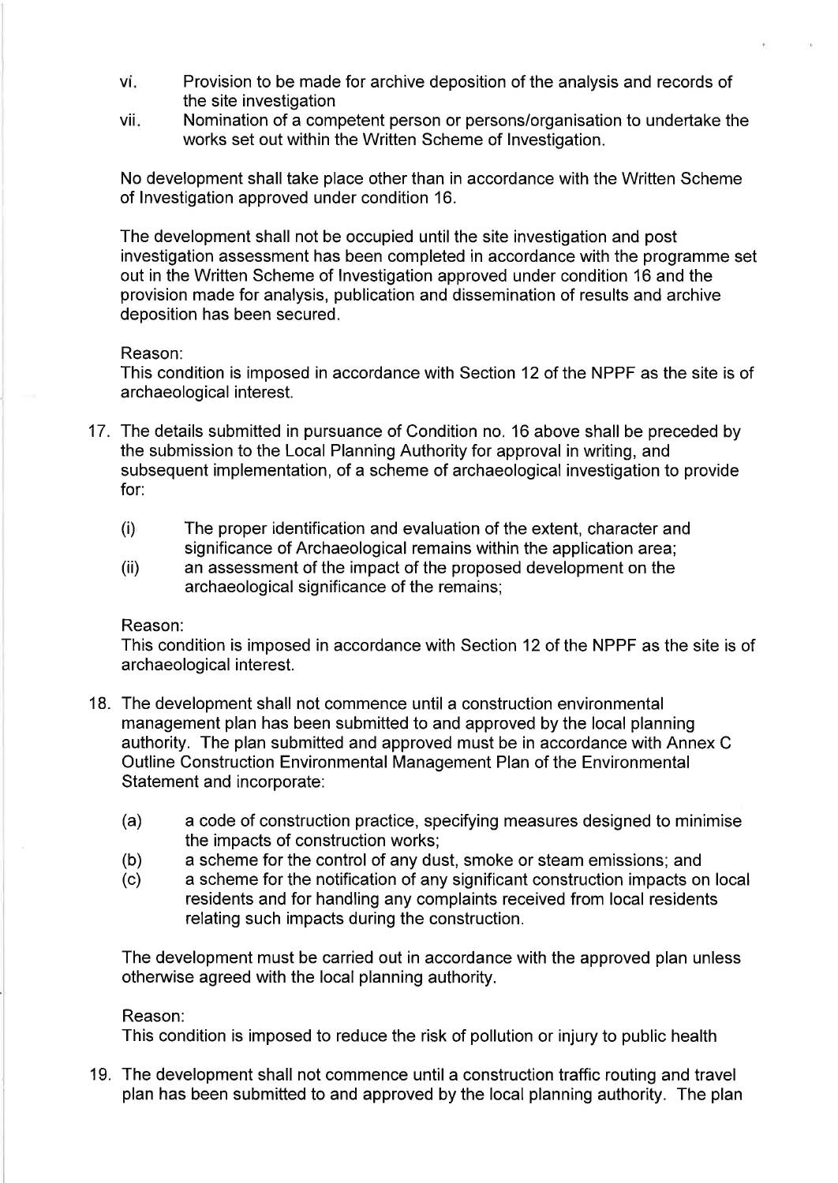vi. Provision to be made for archive deposition of the analysis and records of the site investigation

vii. Nomination of a competent person or persons/organisation to undertake the works set out within the Written Scheme of Investigation.

No development shall take place other than in accordance with the Written Scheme of Investigation approved under condition 16.

The development shall not be occupied until the site investigation and post investigation assessment has been completed in accordance with the programme set out in the Written Scheme of Investigation approved under condition 16 and the provision made for analysis, publication and dissemination of results and archive deposition has been secured.

Reason:
This condition is imposed in accordance with Section 12 of the NPPF as the site is of archaeological interest.

17. The details submitted in pursuance of Condition no. 16 above shall be preceded by the submission to the Local Planning Authority for approval in writing, and subsequent implementation, of a scheme of archaeological investigation to provide for:

    (i) The proper identification and evaluation of the extent, character and significance of Archaeological remains within the application area;

    (ii) an assessment of the impact of the proposed development on the archaeological significance of the remains;

    Reason:
    This condition is imposed in accordance with Section 12 of the NPPF as the site is of archaeological interest.

18. The development shall not commence until a construction environmental management plan has been submitted to and approved by the local planning authority. The plan submitted and approved must be in accordance with Annex C Outline Construction Environmental Management Plan of the Environmental Statement and incorporate:

    (a) a code of construction practice, specifying measures designed to minimise the impacts of construction works;

    (b) a scheme for the control of any dust, smoke or steam emissions; and

    (c) a scheme for the notification of any significant construction impacts on local residents and for handling any complaints received from local residents relating such impacts during the construction.

    The development must be carried out in accordance with the approved plan unless otherwise agreed with the local planning authority.

    Reason:
    This condition is imposed to reduce the risk of pollution or injury to public health

19. The development shall not commence until a construction traffic routing and travel plan has been submitted to and approved by the local planning authority. The plan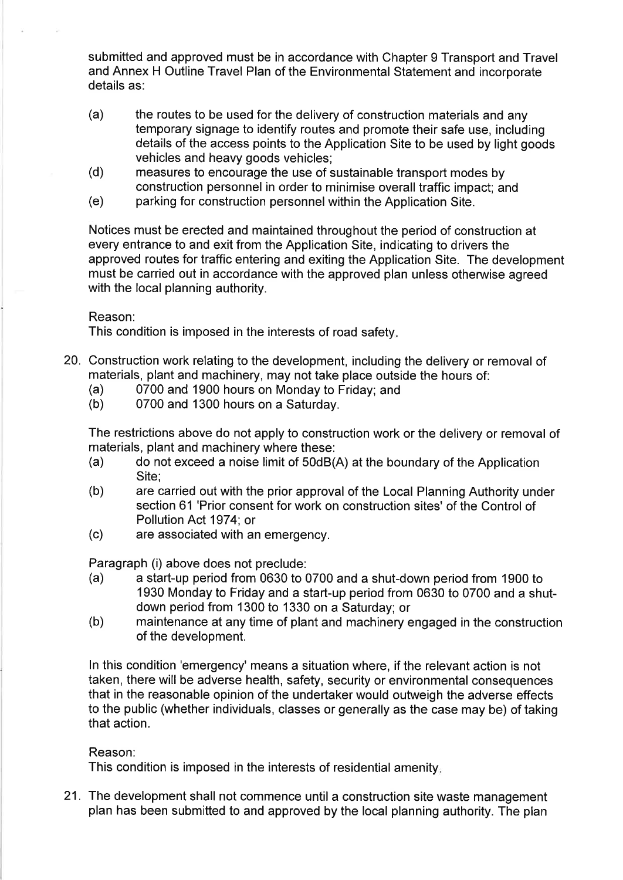submitted and approved must be in accordance with Chapter 9 Transport and Travel and Annex H Outline Travel Plan of the Environmental Statement and incorporate details as:

(a) the routes to be used for the delivery of construction materials and any temporary signage to identify routes and promote their safe use, including details of the access points to the Application Site to be used by light goods vehicles and heavy goods vehicles;

(d) measures to encourage the use of sustainable transport modes by construction personnel in order to minimise overall traffic impact; and

(e) parking for construction personnel within the Application Site.

Notices must be erected and maintained throughout the period of construction at every entrance to and exit from the Application Site, indicating to drivers the approved routes for traffic entering and exiting the Application Site. The development must be carried out in accordance with the approved plan unless otherwise agreed with the local planning authority.

Reason:
This condition is imposed in the interests of road safety.

20. Construction work relating to the development, including the delivery or removal of materials, plant and machinery, may not take place outside the hours of:
    (a) 0700 and 1900 hours on Monday to Friday; and
    (b) 0700 and 1300 hours on a Saturday.

    The restrictions above do not apply to construction work or the delivery or removal of materials, plant and machinery where these:
    (a) do not exceed a noise limit of 50dB(A) at the boundary of the Application Site;
    (b) are carried out with the prior approval of the Local Planning Authority under section 61 'Prior consent for work on construction sites' of the Control of Pollution Act 1974; or
    (c) are associated with an emergency.

    Paragraph (i) above does not preclude:
    (a) a start-up period from 0630 to 0700 and a shut-down period from 1900 to 1930 Monday to Friday and a start-up period from 0630 to 0700 and a shut-down period from 1300 to 1330 on a Saturday; or
    (b) maintenance at any time of plant and machinery engaged in the construction of the development.

    In this condition 'emergency' means a situation where, if the relevant action is not taken, there will be adverse health, safety, security or environmental consequences that in the reasonable opinion of the undertaker would outweigh the adverse effects to the public (whether individuals, classes or generally as the case may be) of taking that action.

    Reason:
    This condition is imposed in the interests of residential amenity.

21. The development shall not commence until a construction site waste management plan has been submitted to and approved by the local planning authority. The plan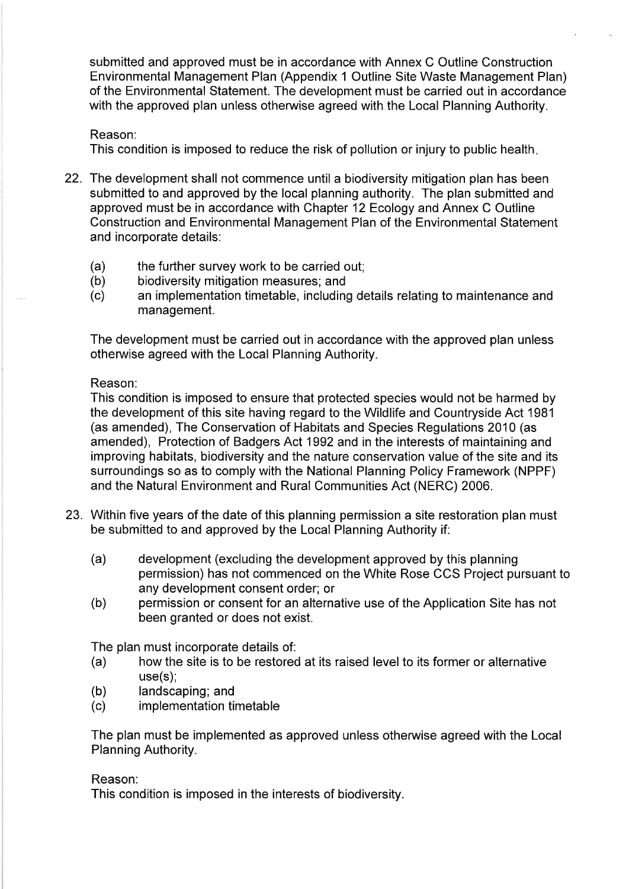submitted and approved must be in accordance with Annex C Outline Construction Environmental Management Plan (Appendix 1 Outline Site Waste Management Plan) of the Environmental Statement. The development must be carried out in accordance with the approved plan unless otherwise agreed with the Local Planning Authority.

Reason:
This condition is imposed to reduce the risk of pollution or injury to public health.

22. The development shall not commence until a biodiversity mitigation plan has been submitted to and approved by the local planning authority. The plan submitted and approved must be in accordance with Chapter 12 Ecology and Annex C Outline Construction and Environmental Management Plan of the Environmental Statement and incorporate details:

    (a) the further survey work to be carried out;
    (b) biodiversity mitigation measures; and
    (c) an implementation timetable, including details relating to maintenance and management.

    The development must be carried out in accordance with the approved plan unless otherwise agreed with the Local Planning Authority.

    Reason:
    This condition is imposed to ensure that protected species would not be harmed by the development of this site having regard to the Wildlife and Countryside Act 1981 (as amended), The Conservation of Habitats and Species Regulations 2010 (as amended), Protection of Badgers Act 1992 and in the interests of maintaining and improving habitats, biodiversity and the nature conservation value of the site and its surroundings so as to comply with the National Planning Policy Framework (NPPF) and the Natural Environment and Rural Communities Act (NERC) 2006.

23. Within five years of the date of this planning permission a site restoration plan must be submitted to and approved by the Local Planning Authority if:

    (a) development (excluding the development approved by this planning permission) has not commenced on the White Rose CCS Project pursuant to any development consent order; or
    (b) permission or consent for an alternative use of the Application Site has not been granted or does not exist.

    The plan must incorporate details of:
    (a) how the site is to be restored at its raised level to its former or alternative use(s);
    (b) landscaping; and
    (c) implementation timetable

    The plan must be implemented as approved unless otherwise agreed with the Local Planning Authority.

    Reason:
    This condition is imposed in the interests of biodiversity.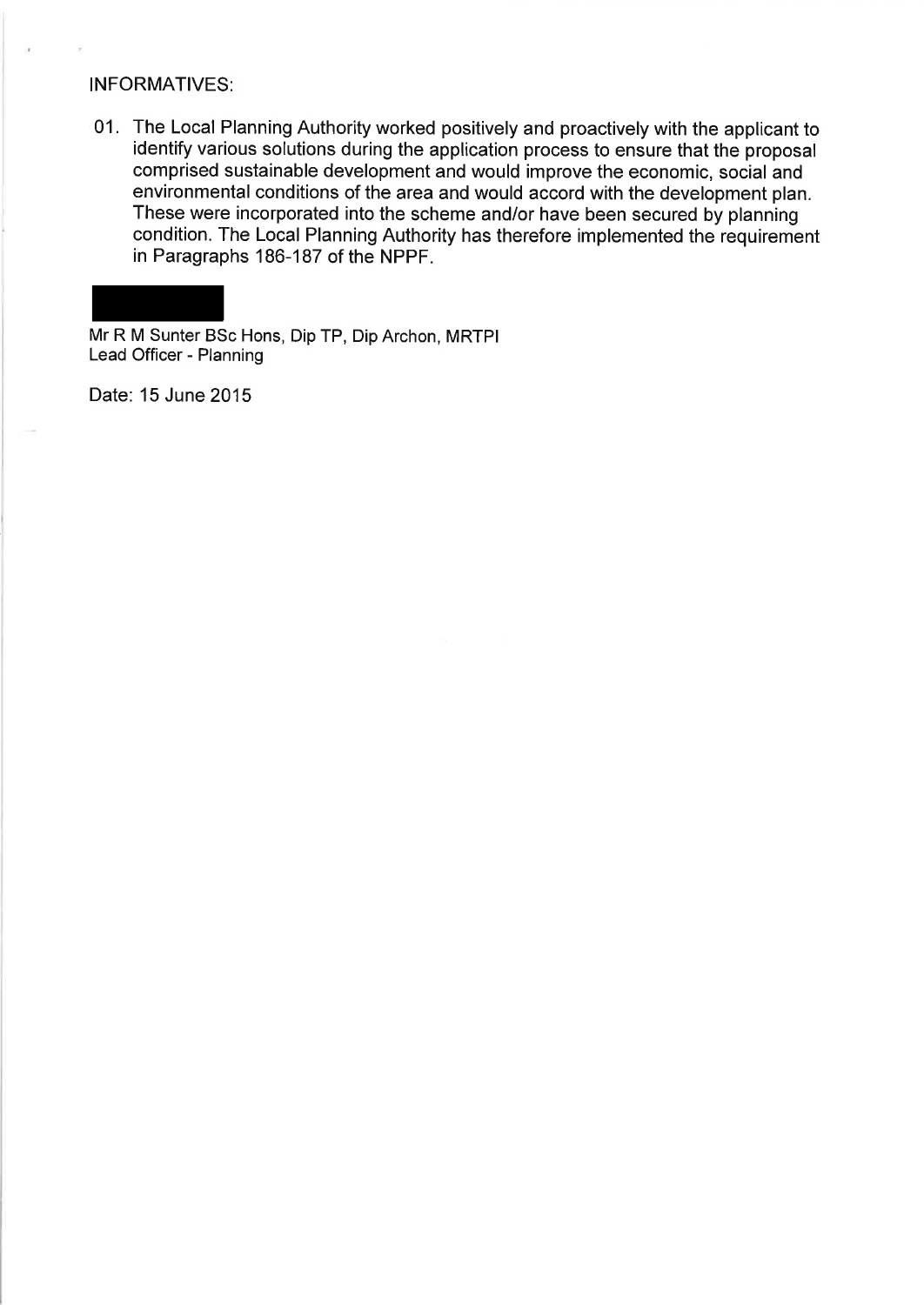INFORMATIVES:

01. The Local Planning Authority worked positively and proactively with the applicant to identify various solutions during the application process to ensure that the proposal comprised sustainable development and would improve the economic, social and environmental conditions of the area and would accord with the development plan. These were incorporated into the scheme and/or have been secured by planning condition. The Local Planning Authority has therefore implemented the requirement in Paragraphs 186-187 of the NPPF.

Mr R M Sunter BSc Hons, Dip TP, Dip Archon, MRTPI
Lead Officer - Planning

Date: 15 June 2015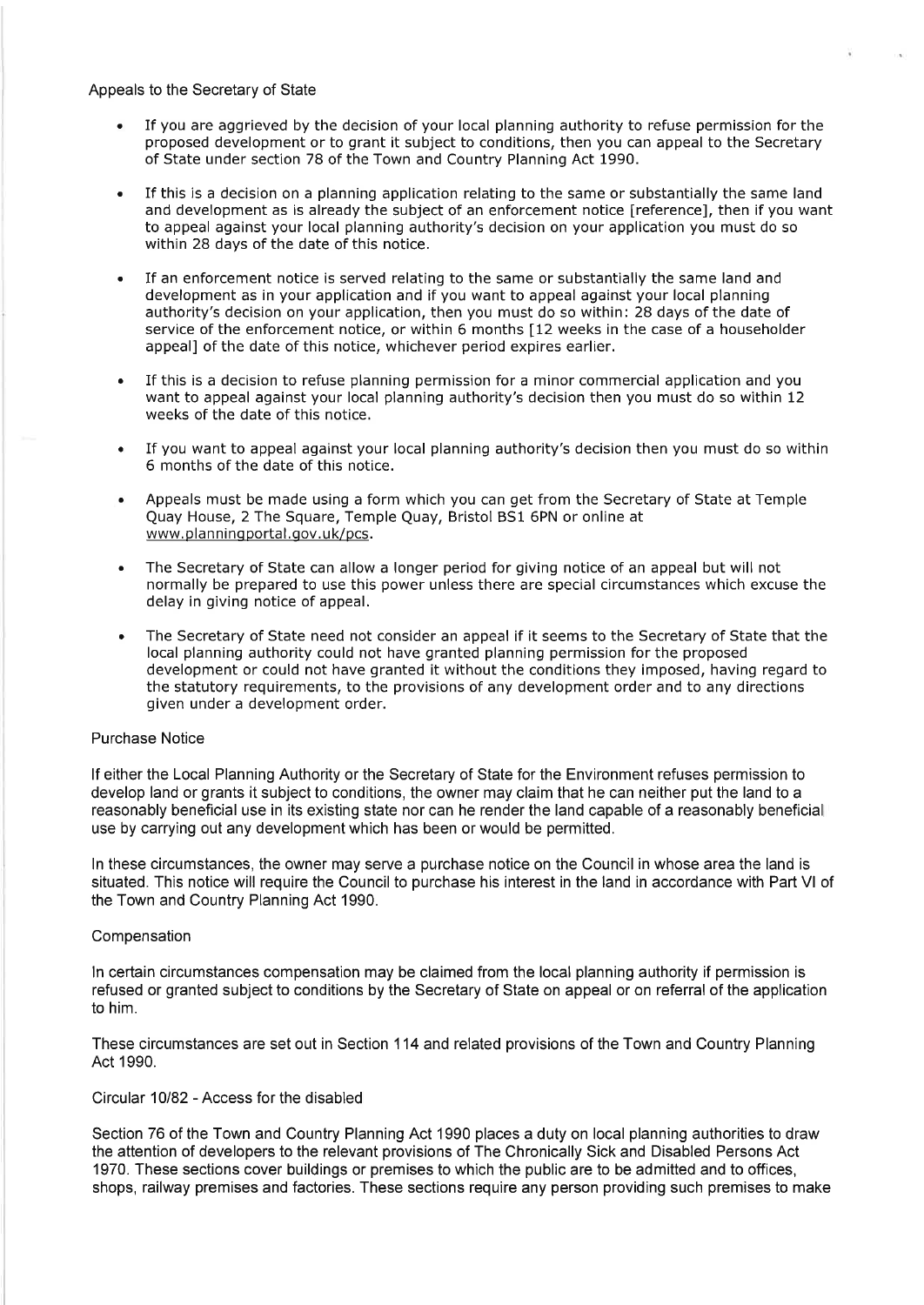Appeals to the Secretary of State

- If you are aggrieved by the decision of your local planning authority to refuse permission for the proposed development or to grant it subject to conditions, then you can appeal to the Secretary of State under section 78 of the Town and Country Planning Act 1990.

- If this is a decision on a planning application relating to the same or substantially the same land and development as is already the subject of an enforcement notice [reference], then if you want to appeal against your local planning authority's decision on your application you must do so within 28 days of the date of this notice.

- If an enforcement notice is served relating to the same or substantially the same land and development as in your application and if you want to appeal against your local planning authority's decision on your application, then you must do so within: 28 days of the date of service of the enforcement notice, or within 6 months [12 weeks in the case of a householder appeal] of the date of this notice, whichever period expires earlier.

- If this is a decision to refuse planning permission for a minor commercial application and you want to appeal against your local planning authority's decision then you must do so within 12 weeks of the date of this notice.

- If you want to appeal against your local planning authority's decision then you must do so within 6 months of the date of this notice.

- Appeals must be made using a form which you can get from the Secretary of State at Temple Quay House, 2 The Square, Temple Quay, Bristol BS1 6PN or online at www.planningportal.gov.uk/pcs.

- The Secretary of State can allow a longer period for giving notice of an appeal but will not normally be prepared to use this power unless there are special circumstances which excuse the delay in giving notice of appeal.

- The Secretary of State need not consider an appeal if it seems to the Secretary of State that the local planning authority could not have granted planning permission for the proposed development or could not have granted it without the conditions they imposed, having regard to the statutory requirements, to the provisions of any development order and to any directions given under a development order.

Purchase Notice

If either the Local Planning Authority or the Secretary of State for the Environment refuses permission to develop land or grants it subject to conditions, the owner may claim that he can neither put the land to a reasonably beneficial use in its existing state nor can he render the land capable of a reasonably beneficial use by carrying out any development which has been or would be permitted.

In these circumstances, the owner may serve a purchase notice on the Council in whose area the land is situated. This notice will require the Council to purchase his interest in the land in accordance with Part VI of the Town and Country Planning Act 1990.

Compensation

In certain circumstances compensation may be claimed from the local planning authority if permission is refused or granted subject to conditions by the Secretary of State on appeal or on referral of the application to him.

These circumstances are set out in Section 114 and related provisions of the Town and Country Planning Act 1990.

Circular 10/82 - Access for the disabled

Section 76 of the Town and Country Planning Act 1990 places a duty on local planning authorities to draw the attention of developers to the relevant provisions of The Chronically Sick and Disabled Persons Act 1970. These sections cover buildings or premises to which the public are to be admitted and to offices, shops, railway premises and factories. These sections require any person providing such premises to make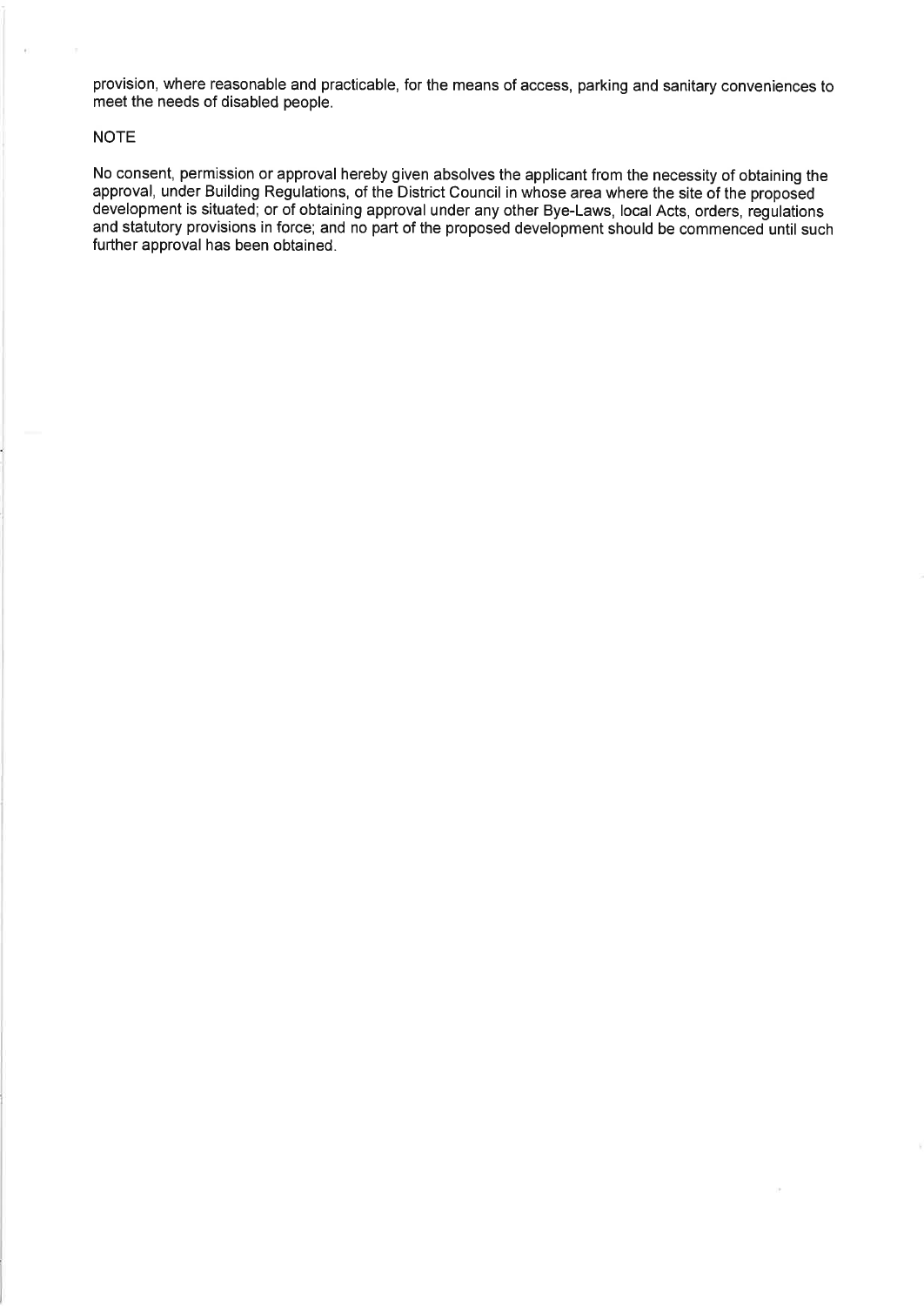provision, where reasonable and practicable, for the means of access, parking and sanitary conveniences to meet the needs of disabled people.

NOTE

No consent, permission or approval hereby given absolves the applicant from the necessity of obtaining the approval, under Building Regulations, of the District Council in whose area where the site of the proposed development is situated; or of obtaining approval under any other Bye-Laws, local Acts, orders, regulations and statutory provisions in force; and no part of the proposed development should be commenced until such further approval has been obtained.